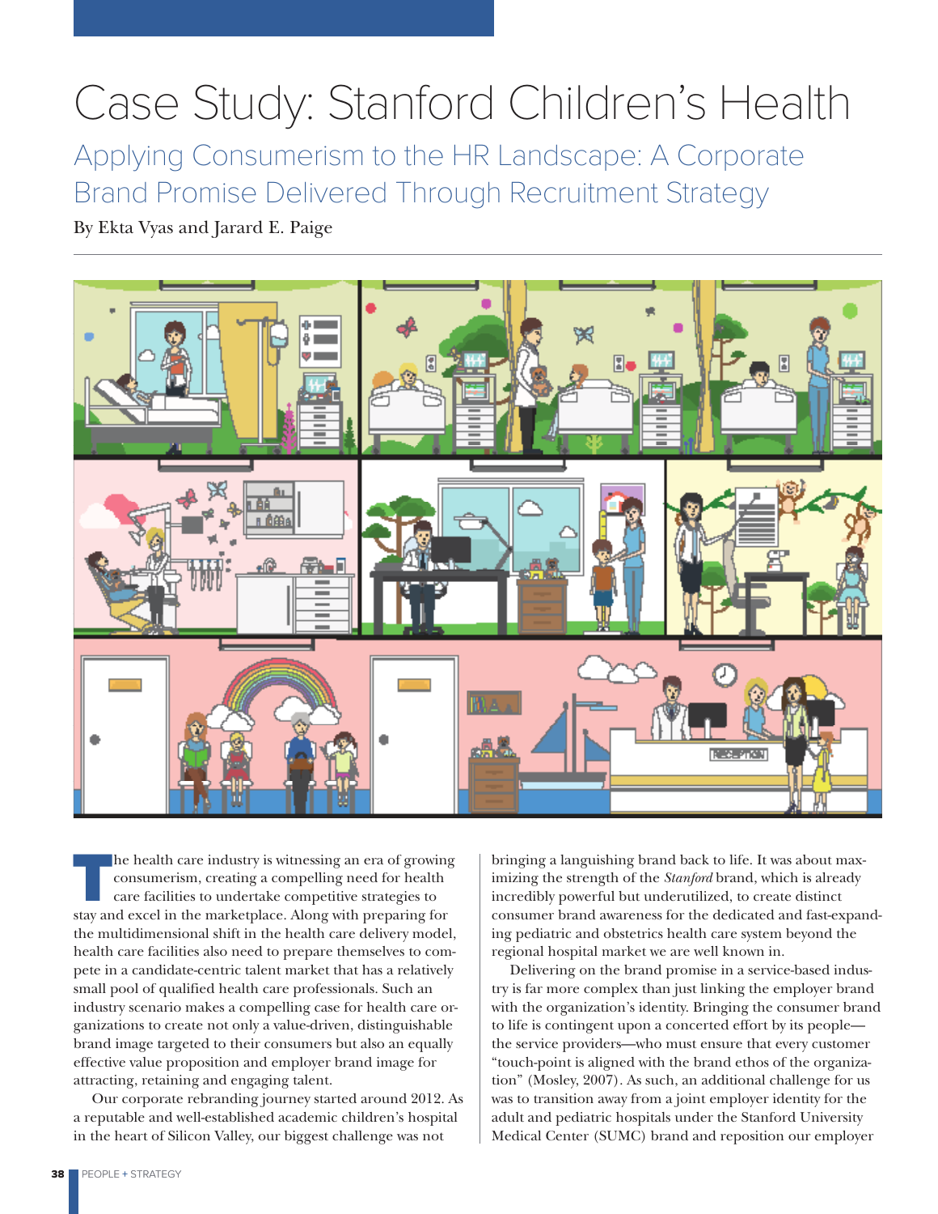# Case Study: Stanford Children's Health

## Applying Consumerism to the HR Landscape: A Corporate Brand Promise Delivered Through Recruitment Strategy

By Ekta Vyas and Jarard E. Paige

The health care industry is witnessing an era of growing consumerism, creating a compelling need for health care facilities to undertake competitive strategies to stay and excel in the marketplace. Along with preparing for the multidimensional shift in the health care delivery model, health care facilities also need to prepare themselves to compete in a candidate-centric talent market that has a relatively small pool of qualified health care professionals. Such an industry scenario makes a compelling case for health care organizations to create not only a value-driven, distinguishable brand image targeted to their consumers but also an equally effective value proposition and employer brand image for attracting, retaining and engaging talent.

Our corporate rebranding journey started around 2012. As a reputable and well-established academic children's hospital in the heart of Silicon Valley, our biggest challenge was not bringing a languishing brand back to life. It was about maximizing the strength of the *Stanford* brand, which is already incredibly powerful but underutilized, to create distinct consumer brand awareness for the dedicated and fast-expanding pediatric and obstetrics health care system beyond the regional hospital market we are well known in.

Delivering on the brand promise in a service-based industry is far more complex than just linking the employer brand with the organization's identity. Bringing the consumer brand to life is contingent upon a concerted effort by its people—the service providers—who must ensure that every customer "touch-point is aligned with the brand ethos of the organization" (Mosley, 2007). As such, an additional challenge for us was to transition away from a joint employer identity for the adult and pediatric hospitals under the Stanford University Medical Center (SUMC) brand and reposition our employer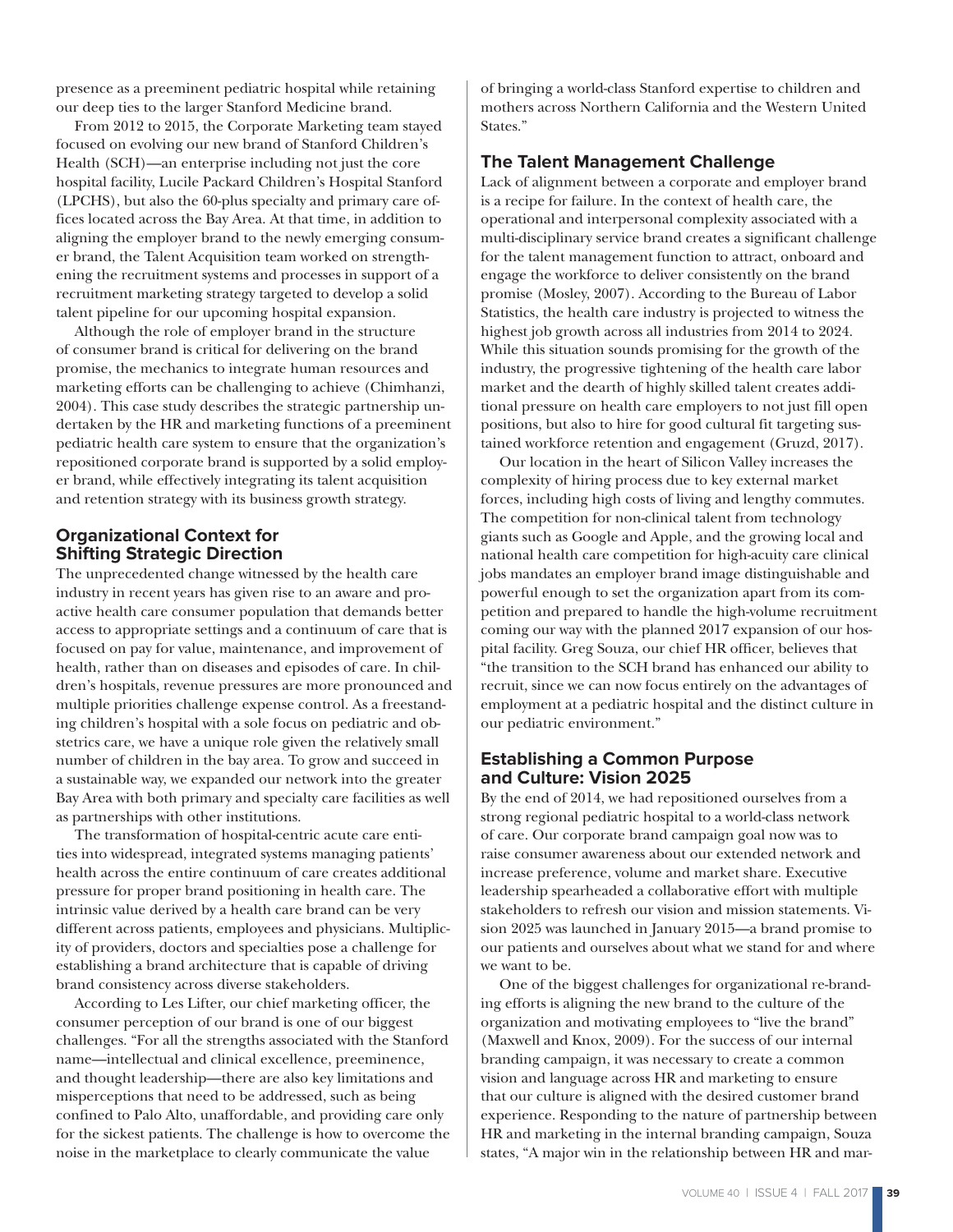presence as a preeminent pediatric hospital while retaining our deep ties to the larger Stanford Medicine brand.

From 2012 to 2015, the Corporate Marketing team stayed focused on evolving our new brand of Stanford Children's Health (SCH)—an enterprise including not just the core hospital facility, Lucile Packard Children's Hospital Stanford (LPCHS), but also the 60-plus specialty and primary care offices located across the Bay Area. At that time, in addition to aligning the employer brand to the newly emerging consumer brand, the Talent Acquisition team worked on strengthening the recruitment systems and processes in support of a recruitment marketing strategy targeted to develop a solid talent pipeline for our upcoming hospital expansion.

Although the role of employer brand in the structure of consumer brand is critical for delivering on the brand promise, the mechanics to integrate human resources and marketing efforts can be challenging to achieve (Chimhanzi, 2004). This case study describes the strategic partnership undertaken by the HR and marketing functions of a preeminent pediatric health care system to ensure that the organization's repositioned corporate brand is supported by a solid employer brand, while effectively integrating its talent acquisition and retention strategy with its business growth strategy.

## Organizational Context for Shifting Strategic Direction

The unprecedented change witnessed by the health care industry in recent years has given rise to an aware and proactive health care consumer population that demands better access to appropriate settings and a continuum of care that is focused on pay for value, maintenance, and improvement of health, rather than on diseases and episodes of care. In children's hospitals, revenue pressures are more pronounced and multiple priorities challenge expense control. As a freestanding children's hospital with a sole focus on pediatric and obstetrics care, we have a unique role given the relatively small number of children in the bay area. To grow and succeed in a sustainable way, we expanded our network into the greater Bay Area with both primary and specialty care facilities as well as partnerships with other institutions.

The transformation of hospital-centric acute care entities into widespread, integrated systems managing patients' health across the entire continuum of care creates additional pressure for proper brand positioning in health care. The intrinsic value derived by a health care brand can be very different across patients, employees and physicians. Multiplicity of providers, doctors and specialties pose a challenge for establishing a brand architecture that is capable of driving brand consistency across diverse stakeholders.

According to Les Lifter, our chief marketing officer, the consumer perception of our brand is one of our biggest challenges. "For all the strengths associated with the Stanford name—intellectual and clinical excellence, preeminence, and thought leadership—there are also key limitations and misperceptions that need to be addressed, such as being confined to Palo Alto, unaffordable, and providing care only for the sickest patients. The challenge is how to overcome the noise in the marketplace to clearly communicate the value of bringing a world-class Stanford expertise to children and mothers across Northern California and the Western United States."

## The Talent Management Challenge

Lack of alignment between a corporate and employer brand is a recipe for failure. In the context of health care, the operational and interpersonal complexity associated with a multi-disciplinary service brand creates a significant challenge for the talent management function to attract, onboard and engage the workforce to deliver consistently on the brand promise (Mosley, 2007). According to the Bureau of Labor Statistics, the health care industry is projected to witness the highest job growth across all industries from 2014 to 2024. While this situation sounds promising for the growth of the industry, the progressive tightening of the health care labor market and the dearth of highly skilled talent creates additional pressure on health care employers to not just fill open positions, but also to hire for good cultural fit targeting sustained workforce retention and engagement (Gruzd, 2017).

Our location in the heart of Silicon Valley increases the complexity of hiring process due to key external market forces, including high costs of living and lengthy commutes. The competition for non-clinical talent from technology giants such as Google and Apple, and the growing local and national health care competition for high-acuity care clinical jobs mandates an employer brand image distinguishable and powerful enough to set the organization apart from its competition and prepared to handle the high-volume recruitment coming our way with the planned 2017 expansion of our hospital facility. Greg Souza, our chief HR officer, believes that "the transition to the SCH brand has enhanced our ability to recruit, since we can now focus entirely on the advantages of employment at a pediatric hospital and the distinct culture in our pediatric environment."

## Establishing a Common Purpose and Culture: Vision 2025

By the end of 2014, we had repositioned ourselves from a strong regional pediatric hospital to a world-class network of care. Our corporate brand campaign goal now was to raise consumer awareness about our extended network and increase preference, volume and market share. Executive leadership spearheaded a collaborative effort with multiple stakeholders to refresh our vision and mission statements. Vision 2025 was launched in January 2015—a brand promise to our patients and ourselves about what we stand for and where we want to be.

One of the biggest challenges for organizational re-branding efforts is aligning the new brand to the culture of the organization and motivating employees to "live the brand" (Maxwell and Knox, 2009). For the success of our internal branding campaign, it was necessary to create a common vision and language across HR and marketing to ensure that our culture is aligned with the desired customer brand experience. Responding to the nature of partnership between HR and marketing in the internal branding campaign, Souza states, "A major win in the relationship between HR and mar-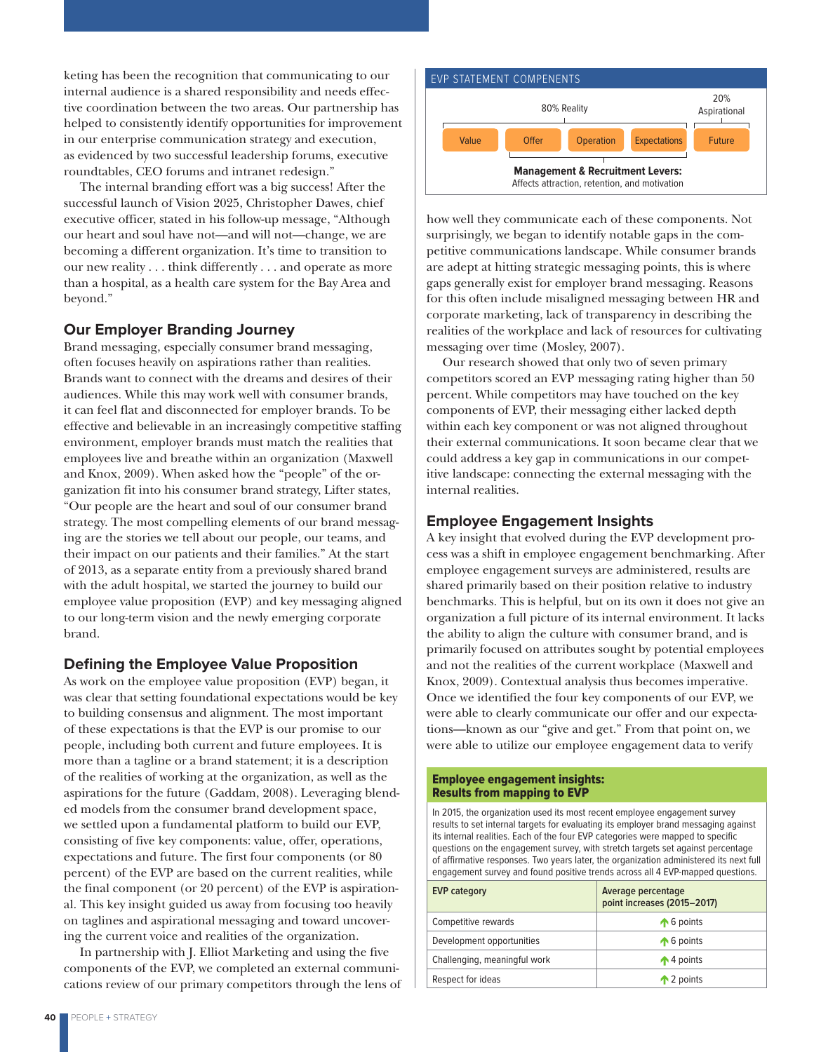keting has been the recognition that communicating to our internal audience is a shared responsibility and needs effective coordination between the two areas. Our partnership has helped to consistently identify opportunities for improvement in our enterprise communication strategy and execution, as evidenced by two successful leadership forums, executive roundtables, CEO forums and intranet redesign."

The internal branding effort was a big success! After the successful launch of Vision 2025, Christopher Dawes, chief executive officer, stated in his follow-up message, "Although our heart and soul have not—and will not—change, we are becoming a different organization. It's time to transition to our new reality . . . think differently . . . and operate as more than a hospital, as a health care system for the Bay Area and beyond."

## Our Employer Branding Journey

Brand messaging, especially consumer brand messaging, often focuses heavily on aspirations rather than realities. Brands want to connect with the dreams and desires of their audiences. While this may work well with consumer brands, it can feel flat and disconnected for employer brands. To be effective and believable in an increasingly competitive staffing environment, employer brands must match the realities that employees live and breathe within an organization (Maxwell and Knox, 2009). When asked how the "people" of the organization fit into his consumer brand strategy, Lifter states, "Our people are the heart and soul of our consumer brand strategy. The most compelling elements of our brand messaging are the stories we tell about our people, our teams, and their impact on our patients and their families." At the start of 2013, as a separate entity from a previously shared brand with the adult hospital, we started the journey to build our employee value proposition (EVP) and key messaging aligned to our long-term vision and the newly emerging corporate brand.

## Defining the Employee Value Proposition

As work on the employee value proposition (EVP) began, it was clear that setting foundational expectations would be key to building consensus and alignment. The most important of these expectations is that the EVP is our promise to our people, including both current and future employees. It is more than a tagline or a brand statement; it is a description of the realities of working at the organization, as well as the aspirations for the future (Gaddam, 2008). Leveraging blended models from the consumer brand development space, we settled upon a fundamental platform to build our EVP, consisting of five key components: value, offer, operations, expectations and future. The first four components (or 80 percent) of the EVP are based on the current realities, while the final component (or 20 percent) of the EVP is aspirational. This key insight guided us away from focusing too heavily on taglines and aspirational messaging and toward uncovering the current voice and realities of the organization.

In partnership with J. Elliot Marketing and using the five components of the EVP, we completed an external communications review of our primary competitors through the lens of how well they communicate each of these components. Not surprisingly, we began to identify notable gaps in the competitive communications landscape. While consumer brands are adept at hitting strategic messaging points, this is where gaps generally exist for employer brand messaging. Reasons for this often include misaligned messaging between HR and corporate marketing, lack of transparency in describing the realities of the workplace and lack of resources for cultivating messaging over time (Mosley, 2007).

Our research showed that only two of seven primary competitors scored an EVP messaging rating higher than 50 percent. While competitors may have touched on the key components of EVP, their messaging either lacked depth within each key component or was not aligned throughout their external communications. It soon became clear that we could address a key gap in communications in our competitive landscape: connecting the external messaging with the internal realities.

**EVP STATEMENT COMPENENTS**

| 80% Reality | | | | 20% Aspirational |
|---|---|---|---|---|
| Value | Offer | Operation | Expectations | Future |

**Management & Recruitment Levers:**
Affects attraction, retention, and motivation

## Employee Engagement Insights

A key insight that evolved during the EVP development process was a shift in employee engagement benchmarking. After employee engagement surveys are administered, results are shared primarily based on their position relative to industry benchmarks. This is helpful, but on its own it does not give an organization a full picture of its internal environment. It lacks the ability to align the culture with consumer brand, and is primarily focused on attributes sought by potential employees and not the realities of the current workplace (Maxwell and Knox, 2009). Contextual analysis thus becomes imperative. Once we identified the four key components of our EVP, we were able to clearly communicate our offer and our expectations—known as our "give and get." From that point on, we were able to utilize our employee engagement data to verify

**Employee engagement insights: Results from mapping to EVP**

In 2015, the organization used its most recent employee engagement survey results to set internal targets for evaluating its employer brand messaging against its internal realities. Each of the four EVP categories were mapped to specific questions on the engagement survey, with stretch targets set against percentage of affirmative responses. Two years later, the organization administered its next full engagement survey and found positive trends across all 4 EVP-mapped questions.

| EVP category | Average percentage point increases (2015–2017) |
|---|---|
| Competitive rewards | ↑ 6 points |
| Development opportunities | ↑ 6 points |
| Challenging, meaningful work | ↑ 4 points |
| Respect for ideas | ↑ 2 points |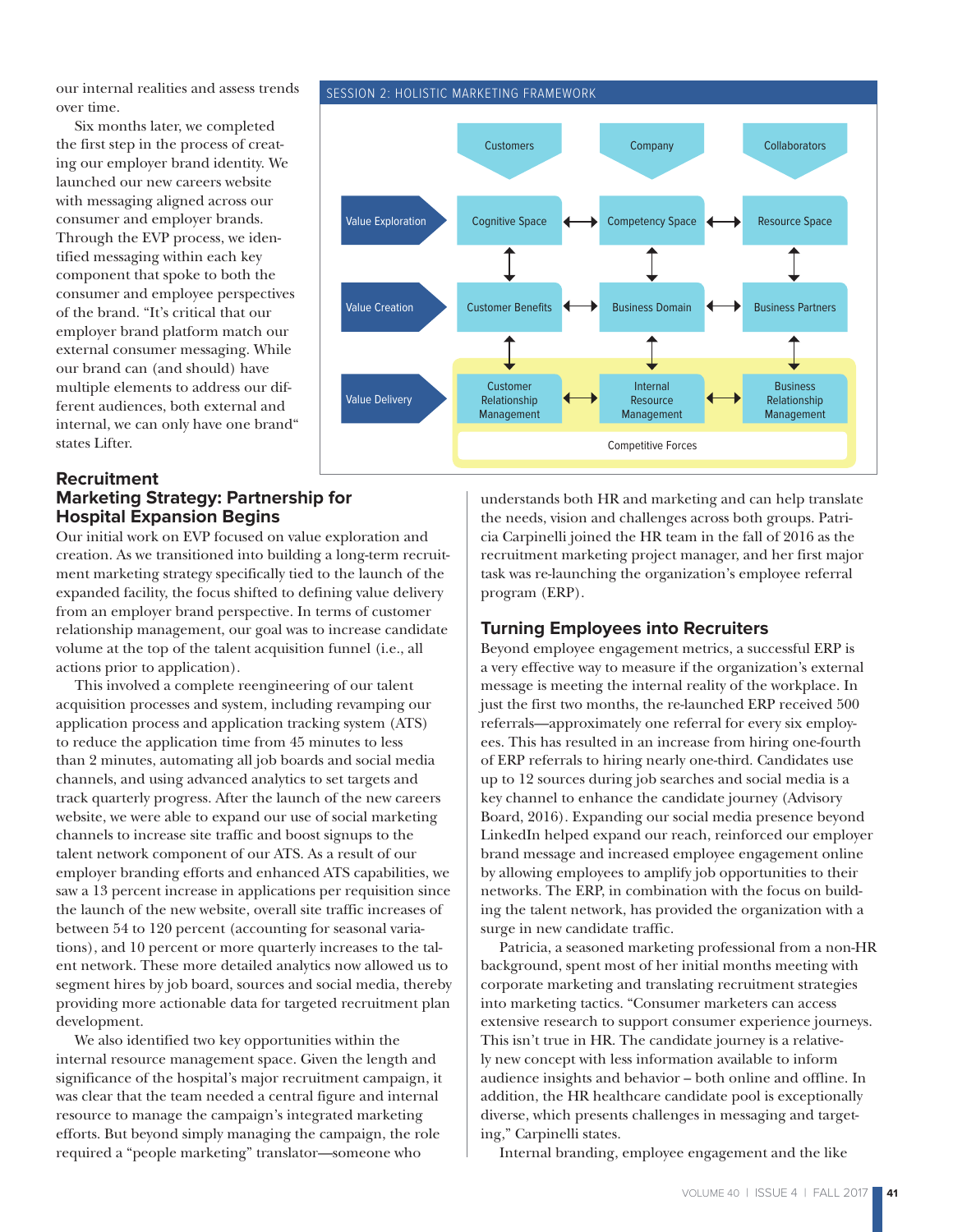our internal realities and assess trends over time.

Six months later, we completed the first step in the process of creating our employer brand identity. We launched our new careers website with messaging aligned across our consumer and employer brands. Through the EVP process, we identified messaging within each key component that spoke to both the consumer and employee perspectives of the brand. "It's critical that our employer brand platform match our external consumer messaging. While our brand can (and should) have multiple elements to address our different audiences, both external and internal, we can only have one brand" states Lifter.

SESSION 2: HOLISTIC MARKETING FRAMEWORK

| | Customers | Company | Collaborators |
|---|---|---|---|
| Value Exploration | Cognitive Space ↔ | Competency Space ↔ | Resource Space |
| Value Creation | Customer Benefits ↔ | Business Domain ↔ | Business Partners |
| Value Delivery | Customer Relationship Management ↔ | Internal Resource Management ↔ | Business Relationship Management |
| | | Competitive Forces | |

## Recruitment Marketing Strategy: Partnership for Hospital Expansion Begins

Our initial work on EVP focused on value exploration and creation. As we transitioned into building a long-term recruitment marketing strategy specifically tied to the launch of the expanded facility, the focus shifted to defining value delivery from an employer brand perspective. In terms of customer relationship management, our goal was to increase candidate volume at the top of the talent acquisition funnel (i.e., all actions prior to application).

This involved a complete reengineering of our talent acquisition processes and system, including revamping our application process and application tracking system (ATS) to reduce the application time from 45 minutes to less than 2 minutes, automating all job boards and social media channels, and using advanced analytics to set targets and track quarterly progress. After the launch of the new careers website, we were able to expand our use of social marketing channels to increase site traffic and boost signups to the talent network component of our ATS. As a result of our employer branding efforts and enhanced ATS capabilities, we saw a 13 percent increase in applications per requisition since the launch of the new website, overall site traffic increases of between 54 to 120 percent (accounting for seasonal variations), and 10 percent or more quarterly increases to the talent network. These more detailed analytics now allowed us to segment hires by job board, sources and social media, thereby providing more actionable data for targeted recruitment plan development.

We also identified two key opportunities within the internal resource management space. Given the length and significance of the hospital's major recruitment campaign, it was clear that the team needed a central figure and internal resource to manage the campaign's integrated marketing efforts. But beyond simply managing the campaign, the role required a "people marketing" translator—someone who understands both HR and marketing and can help translate the needs, vision and challenges across both groups. Patricia Carpinelli joined the HR team in the fall of 2016 as the recruitment marketing project manager, and her first major task was re-launching the organization's employee referral program (ERP).

## Turning Employees into Recruiters

Beyond employee engagement metrics, a successful ERP is a very effective way to measure if the organization's external message is meeting the internal reality of the workplace. In just the first two months, the re-launched ERP received 500 referrals—approximately one referral for every six employees. This has resulted in an increase from hiring one-fourth of ERP referrals to hiring nearly one-third. Candidates use up to 12 sources during job searches and social media is a key channel to enhance the candidate journey (Advisory Board, 2016). Expanding our social media presence beyond LinkedIn helped expand our reach, reinforced our employer brand message and increased employee engagement online by allowing employees to amplify job opportunities to their networks. The ERP, in combination with the focus on building the talent network, has provided the organization with a surge in new candidate traffic.

Patricia, a seasoned marketing professional from a non-HR background, spent most of her initial months meeting with corporate marketing and translating recruitment strategies into marketing tactics. "Consumer marketers can access extensive research to support consumer experience journeys. This isn't true in HR. The candidate journey is a relatively new concept with less information available to inform audience insights and behavior – both online and offline. In addition, the HR healthcare candidate pool is exceptionally diverse, which presents challenges in messaging and targeting," Carpinelli states.

Internal branding, employee engagement and the like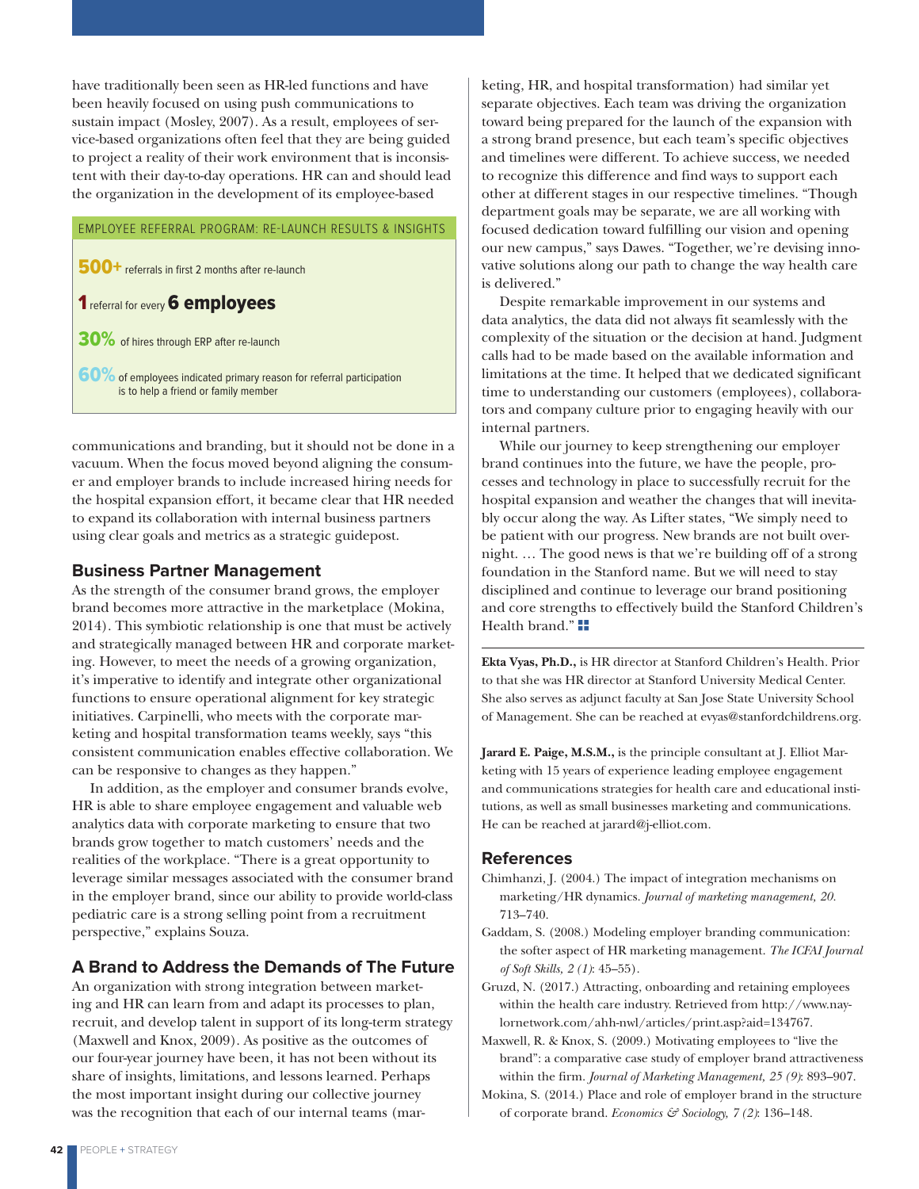have traditionally been seen as HR-led functions and have been heavily focused on using push communications to sustain impact (Mosley, 2007). As a result, employees of service-based organizations often feel that they are being guided to project a reality of their work environment that is inconsistent with their day-to-day operations. HR can and should lead the organization in the development of its employee-based communications and branding, but it should not be done in a vacuum. When the focus moved beyond aligning the consumer and employer brands to include increased hiring needs for the hospital expansion effort, it became clear that HR needed to expand its collaboration with internal business partners using clear goals and metrics as a strategic guidepost.

**EMPLOYEE REFERRAL PROGRAM: RE-LAUNCH RESULTS & INSIGHTS**

**500+** referrals in first 2 months after re-launch

**1** referral for every **6 employees**

**30%** of hires through ERP after re-launch

**60%** of employees indicated primary reason for referral participation is to help a friend or family member

## Business Partner Management

As the strength of the consumer brand grows, the employer brand becomes more attractive in the marketplace (Mokina, 2014). This symbiotic relationship is one that must be actively and strategically managed between HR and corporate marketing. However, to meet the needs of a growing organization, it's imperative to identify and integrate other organizational functions to ensure operational alignment for key strategic initiatives. Carpinelli, who meets with the corporate marketing and hospital transformation teams weekly, says "this consistent communication enables effective collaboration. We can be responsive to changes as they happen."

In addition, as the employer and consumer brands evolve, HR is able to share employee engagement and valuable web analytics data with corporate marketing to ensure that two brands grow together to match customers' needs and the realities of the workplace. "There is a great opportunity to leverage similar messages associated with the consumer brand in the employer brand, since our ability to provide world-class pediatric care is a strong selling point from a recruitment perspective," explains Souza.

## A Brand to Address the Demands of The Future

An organization with strong integration between marketing and HR can learn from and adapt its processes to plan, recruit, and develop talent in support of its long-term strategy (Maxwell and Knox, 2009). As positive as the outcomes of our four-year journey have been, it has not been without its share of insights, limitations, and lessons learned. Perhaps the most important insight during our collective journey was the recognition that each of our internal teams (marketing, HR, and hospital transformation) had similar yet separate objectives. Each team was driving the organization toward being prepared for the launch of the expansion with a strong brand presence, but each team's specific objectives and timelines were different. To achieve success, we needed to recognize this difference and find ways to support each other at different stages in our respective timelines. "Though department goals may be separate, we are all working with focused dedication toward fulfilling our vision and opening our new campus," says Dawes. "Together, we're devising innovative solutions along our path to change the way health care is delivered."

Despite remarkable improvement in our systems and data analytics, the data did not always fit seamlessly with the complexity of the situation or the decision at hand. Judgment calls had to be made based on the available information and limitations at the time. It helped that we dedicated significant time to understanding our customers (employees), collaborators and company culture prior to engaging heavily with our internal partners.

While our journey to keep strengthening our employer brand continues into the future, we have the people, processes and technology in place to successfully recruit for the hospital expansion and weather the changes that will inevitably occur along the way. As Lifter states, "We simply need to be patient with our progress. New brands are not built overnight. … The good news is that we're building off of a strong foundation in the Stanford name. But we will need to stay disciplined and continue to leverage our brand positioning and core strengths to effectively build the Stanford Children's Health brand."

---

**Ekta Vyas, Ph.D.,** is HR director at Stanford Children's Health. Prior to that she was HR director at Stanford University Medical Center. She also serves as adjunct faculty at San Jose State University School of Management. She can be reached at evyas@stanfordchildrens.org.

**Jarard E. Paige, M.S.M.,** is the principle consultant at J. Elliot Marketing with 15 years of experience leading employee engagement and communications strategies for health care and educational institutions, as well as small businesses marketing and communications. He can be reached at jarard@j-elliot.com.

## References

Chimhanzi, J. (2004.) The impact of integration mechanisms on marketing/HR dynamics. *Journal of marketing management, 20.* 713–740.

Gaddam, S. (2008.) Modeling employer branding communication: the softer aspect of HR marketing management. *The ICFAI Journal of Soft Skills, 2 (1)*: 45–55).

Gruzd, N. (2017.) Attracting, onboarding and retaining employees within the health care industry. Retrieved from http://www.naylornetwork.com/ahh-nwl/articles/print.asp?aid=134767.

Maxwell, R. & Knox, S. (2009.) Motivating employees to "live the brand": a comparative case study of employer brand attractiveness within the firm. *Journal of Marketing Management, 25 (9)*: 893–907.

Mokina, S. (2014.) Place and role of employer brand in the structure of corporate brand. *Economics & Sociology, 7 (2)*: 136–148.